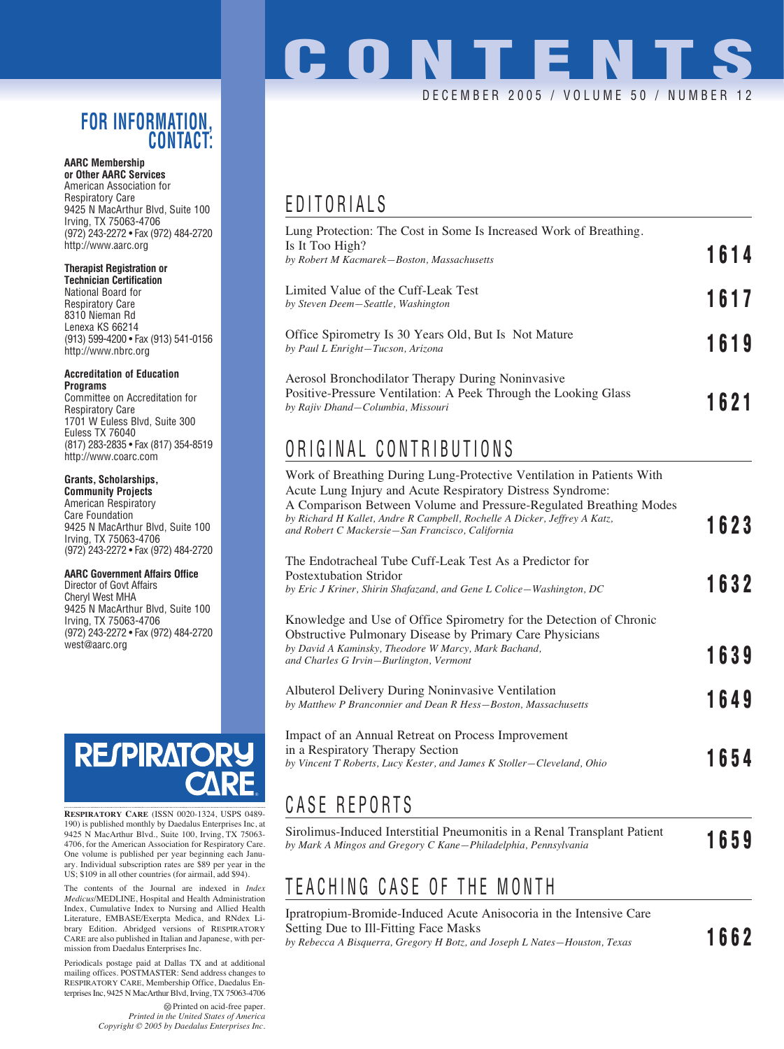# CONTENTS

DECEMBER 2005 / VOLUME 50 / NUMBER 12

## EDITORIALS

Lung Protection: The Cost in Some Is Increased Work of Breathing. Is It Too High?
*by Robert M Kacmarek—Boston, Massachusetts* **1614**

Limited Value of the Cuff-Leak Test
*by Steven Deem—Seattle, Washington* **1617**

Office Spirometry Is 30 Years Old, But Is Not Mature
*by Paul L Enright—Tucson, Arizona* **1619**

Aerosol Bronchodilator Therapy During Noninvasive Positive-Pressure Ventilation: A Peek Through the Looking Glass
*by Rajiv Dhand—Columbia, Missouri* **1621**

## ORIGINAL CONTRIBUTIONS

Work of Breathing During Lung-Protective Ventilation in Patients With Acute Lung Injury and Acute Respiratory Distress Syndrome: A Comparison Between Volume and Pressure-Regulated Breathing Modes
*by Richard H Kallet, Andre R Campbell, Rochelle A Dicker, Jeffrey A Katz, and Robert C Mackersie—San Francisco, California* **1623**

The Endotracheal Tube Cuff-Leak Test As a Predictor for Postextubation Stridor
*by Eric J Kriner, Shirin Shafazand, and Gene L Colice—Washington, DC* **1632**

Knowledge and Use of Office Spirometry for the Detection of Chronic Obstructive Pulmonary Disease by Primary Care Physicians
*by David A Kaminsky, Theodore W Marcy, Mark Bachand, and Charles G Irvin—Burlington, Vermont* **1639**

Albuterol Delivery During Noninvasive Ventilation
*by Matthew P Branconnier and Dean R Hess—Boston, Massachusetts* **1649**

Impact of an Annual Retreat on Process Improvement in a Respiratory Therapy Section
*by Vincent T Roberts, Lucy Kester, and James K Stoller—Cleveland, Ohio* **1654**

## CASE REPORTS

Sirolimus-Induced Interstitial Pneumonitis in a Renal Transplant Patient
*by Mark A Mingos and Gregory C Kane—Philadelphia, Pennsylvania* **1659**

## TEACHING CASE OF THE MONTH

Ipratropium-Bromide-Induced Acute Anisocoria in the Intensive Care Setting Due to Ill-Fitting Face Masks
*by Rebecca A Bisquerra, Gregory H Botz, and Joseph L Nates—Houston, Texas* **1662**

## FOR INFORMATION, CONTACT:

**AARC Membership or Other AARC Services**
American Association for Respiratory Care
9425 N MacArthur Blvd, Suite 100
Irving, TX 75063-4706
(972) 243-2272 • Fax (972) 484-2720
http://www.aarc.org

**Therapist Registration or Technician Certification**
National Board for Respiratory Care
8310 Nieman Rd
Lenexa KS 66214
(913) 599-4200 • Fax (913) 541-0156
http://www.nbrc.org

**Accreditation of Education Programs**
Committee on Accreditation for Respiratory Care
1701 W Euless Blvd, Suite 300
Euless TX 76040
(817) 283-2835 • Fax (817) 354-8519
http://www.coarc.com

**Grants, Scholarships, Community Projects**
American Respiratory Care Foundation
9425 N MacArthur Blvd, Suite 100
Irving, TX 75063-4706
(972) 243-2272 • Fax (972) 484-2720

**AARC Government Affairs Office**
Director of Govt Affairs
Cheryl West MHA
9425 N MacArthur Blvd, Suite 100
Irving, TX 75063-4706
(972) 243-2272 • Fax (972) 484-2720
west@aarc.org

RESPIRATORY CARE

**RESPIRATORY CARE** (ISSN 0020-1324, USPS 0489-190) is published monthly by Daedalus Enterprises Inc, at 9425 N MacArthur Blvd., Suite 100, Irving, TX 75063-4706, for the American Association for Respiratory Care. One volume is published per year beginning each January. Individual subscription rates are $89 per year in the US; $109 in all other countries (for airmail, add $94).

The contents of the Journal are indexed in *Index Medicus*/MEDLINE, Hospital and Health Administration Index, Cumulative Index to Nursing and Allied Health Literature, EMBASE/Exerpta Medica, and RNdex Library Edition. Abridged versions of RESPIRATORY CARE are also published in Italian and Japanese, with permission from Daedalus Enterprises Inc.

Periodicals postage paid at Dallas TX and at additional mailing offices. POSTMASTER: Send address changes to RESPIRATORY CARE, Membership Office, Daedalus Enterprises Inc, 9425 N MacArthur Blvd, Irving, TX 75063-4706

Printed on acid-free paper.
*Printed in the United States of America*
*Copyright © 2005 by Daedalus Enterprises Inc.*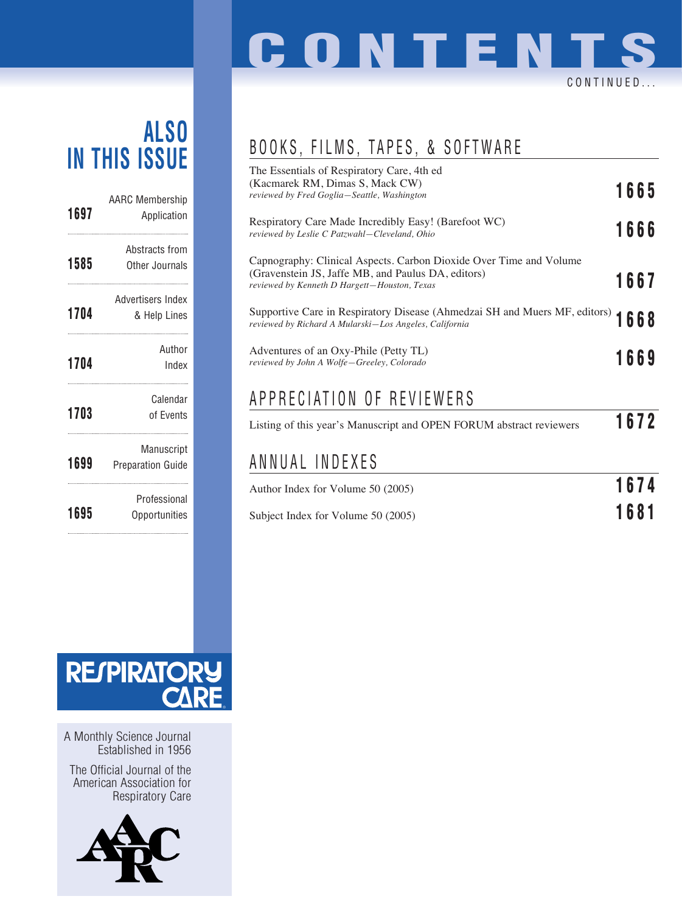# CONTENTS

CONTINUED...

## ALSO IN THIS ISSUE

| | |
|---|---|
| 1697 | AARC Membership Application |
| 1585 | Abstracts from Other Journals |
| 1704 | Advertisers Index & Help Lines |
| 1704 | Author Index |
| 1703 | Calendar of Events |
| 1699 | Manuscript Preparation Guide |
| 1695 | Professional Opportunities |

## BOOKS, FILMS, TAPES, & SOFTWARE

The Essentials of Respiratory Care, 4th ed (Kacmarek RM, Dimas S, Mack CW)
*reviewed by Fred Goglia—Seattle, Washington* — **1665**

Respiratory Care Made Incredibly Easy! (Barefoot WC)
*reviewed by Leslie C Patzwahl—Cleveland, Ohio* — **1666**

Capnography: Clinical Aspects. Carbon Dioxide Over Time and Volume (Gravenstein JS, Jaffe MB, and Paulus DA, editors)
*reviewed by Kenneth D Hargett—Houston, Texas* — **1667**

Supportive Care in Respiratory Disease (Ahmedzai SH and Muers MF, editors)
*reviewed by Richard A Mularski—Los Angeles, California* — **1668**

Adventures of an Oxy-Phile (Petty TL)
*reviewed by John A Wolfe—Greeley, Colorado* — **1669**

## APPRECIATION OF REVIEWERS

Listing of this year's Manuscript and OPEN FORUM abstract reviewers — **1672**

## ANNUAL INDEXES

Author Index for Volume 50 (2005) — **1674**

Subject Index for Volume 50 (2005) — **1681**

RESPIRATORY CARE

A Monthly Science Journal
Established in 1956

The Official Journal of the American Association for Respiratory Care

AARC